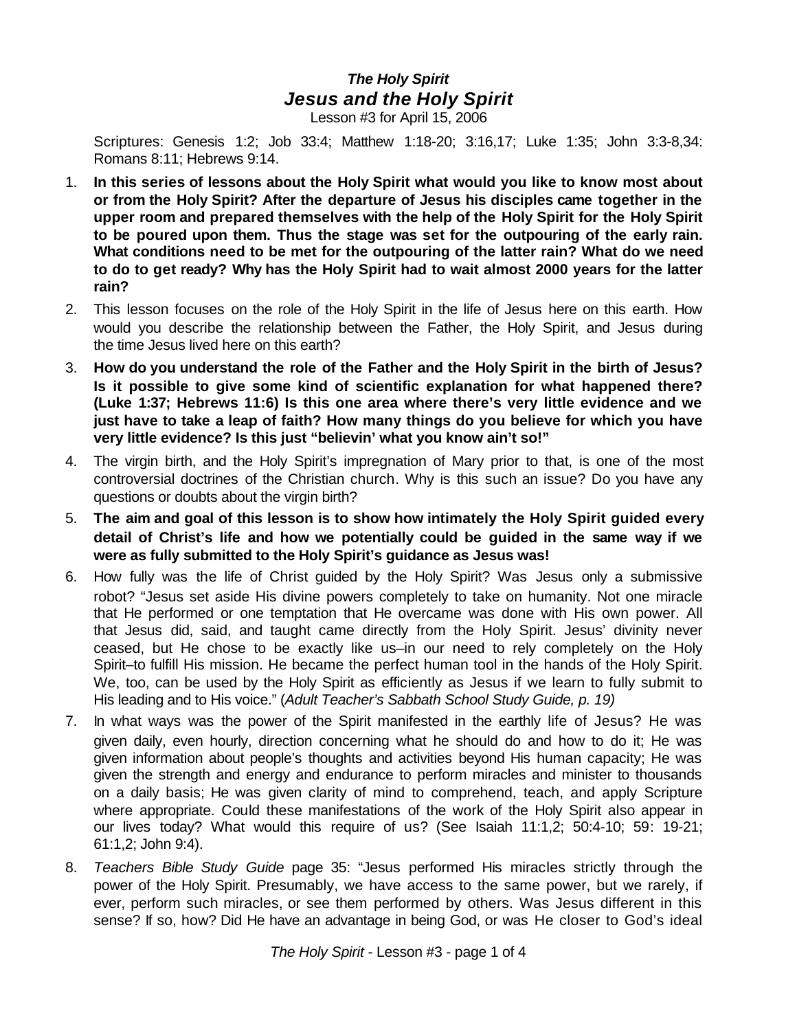# *The Holy Spirit*
## *Jesus and the Holy Spirit*

Lesson #3 for April 15, 2006

Scriptures: Genesis 1:2; Job 33:4; Matthew 1:18-20; 3:16,17; Luke 1:35; John 3:3-8,34: Romans 8:11; Hebrews 9:14.

1. **In this series of lessons about the Holy Spirit what would you like to know most about or from the Holy Spirit? After the departure of Jesus his disciples came together in the upper room and prepared themselves with the help of the Holy Spirit for the Holy Spirit to be poured upon them. Thus the stage was set for the outpouring of the early rain. What conditions need to be met for the outpouring of the latter rain? What do we need to do to get ready? Why has the Holy Spirit had to wait almost 2000 years for the latter rain?**
2. This lesson focuses on the role of the Holy Spirit in the life of Jesus here on this earth. How would you describe the relationship between the Father, the Holy Spirit, and Jesus during the time Jesus lived here on this earth?
3. **How do you understand the role of the Father and the Holy Spirit in the birth of Jesus? Is it possible to give some kind of scientific explanation for what happened there? (Luke 1:37; Hebrews 11:6) Is this one area where there's very little evidence and we just have to take a leap of faith? How many things do you believe for which you have very little evidence? Is this just "believin' what you know ain't so!"**
4. The virgin birth, and the Holy Spirit's impregnation of Mary prior to that, is one of the most controversial doctrines of the Christian church. Why is this such an issue? Do you have any questions or doubts about the virgin birth?
5. **The aim and goal of this lesson is to show how intimately the Holy Spirit guided every detail of Christ's life and how we potentially could be guided in the same way if we were as fully submitted to the Holy Spirit's guidance as Jesus was!**
6. How fully was the life of Christ guided by the Holy Spirit? Was Jesus only a submissive robot? "Jesus set aside His divine powers completely to take on humanity. Not one miracle that He performed or one temptation that He overcame was done with His own power. All that Jesus did, said, and taught came directly from the Holy Spirit. Jesus' divinity never ceased, but He chose to be exactly like us–in our need to rely completely on the Holy Spirit–to fulfill His mission. He became the perfect human tool in the hands of the Holy Spirit. We, too, can be used by the Holy Spirit as efficiently as Jesus if we learn to fully submit to His leading and to His voice." (*Adult Teacher's Sabbath School Study Guide, p. 19)*
7. In what ways was the power of the Spirit manifested in the earthly life of Jesus? He was given daily, even hourly, direction concerning what he should do and how to do it; He was given information about people's thoughts and activities beyond His human capacity; He was given the strength and energy and endurance to perform miracles and minister to thousands on a daily basis; He was given clarity of mind to comprehend, teach, and apply Scripture where appropriate. Could these manifestations of the work of the Holy Spirit also appear in our lives today? What would this require of us? (See Isaiah 11:1,2; 50:4-10; 59: 19-21; 61:1,2; John 9:4).
8. *Teachers Bible Study Guide* page 35: "Jesus performed His miracles strictly through the power of the Holy Spirit. Presumably, we have access to the same power, but we rarely, if ever, perform such miracles, or see them performed by others. Was Jesus different in this sense? If so, how? Did He have an advantage in being God, or was He closer to God's ideal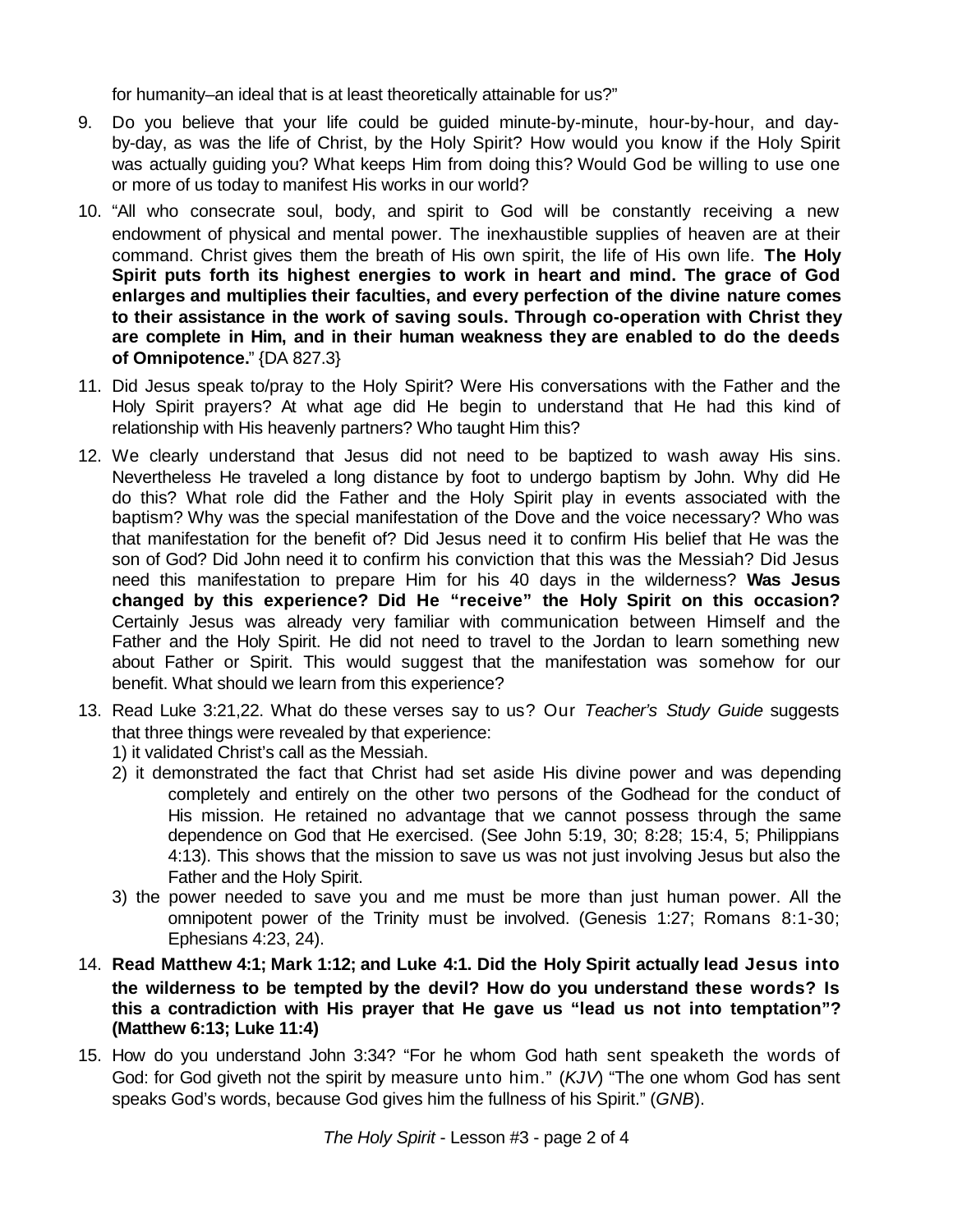for humanity–an ideal that is at least theoretically attainable for us?"

9. Do you believe that your life could be guided minute-by-minute, hour-by-hour, and day-by-day, as was the life of Christ, by the Holy Spirit? How would you know if the Holy Spirit was actually guiding you? What keeps Him from doing this? Would God be willing to use one or more of us today to manifest His works in our world?

10. "All who consecrate soul, body, and spirit to God will be constantly receiving a new endowment of physical and mental power. The inexhaustible supplies of heaven are at their command. Christ gives them the breath of His own spirit, the life of His own life. **The Holy Spirit puts forth its highest energies to work in heart and mind. The grace of God enlarges and multiplies their faculties, and every perfection of the divine nature comes to their assistance in the work of saving souls. Through co-operation with Christ they are complete in Him, and in their human weakness they are enabled to do the deeds of Omnipotence.**" {DA 827.3}

11. Did Jesus speak to/pray to the Holy Spirit? Were His conversations with the Father and the Holy Spirit prayers? At what age did He begin to understand that He had this kind of relationship with His heavenly partners? Who taught Him this?

12. We clearly understand that Jesus did not need to be baptized to wash away His sins. Nevertheless He traveled a long distance by foot to undergo baptism by John. Why did He do this? What role did the Father and the Holy Spirit play in events associated with the baptism? Why was the special manifestation of the Dove and the voice necessary? Who was that manifestation for the benefit of? Did Jesus need it to confirm His belief that He was the son of God? Did John need it to confirm his conviction that this was the Messiah? Did Jesus need this manifestation to prepare Him for his 40 days in the wilderness? **Was Jesus changed by this experience? Did He "receive" the Holy Spirit on this occasion?** Certainly Jesus was already very familiar with communication between Himself and the Father and the Holy Spirit. He did not need to travel to the Jordan to learn something new about Father or Spirit. This would suggest that the manifestation was somehow for our benefit. What should we learn from this experience?

13. Read Luke 3:21,22. What do these verses say to us? Our *Teacher's Study Guide* suggests that three things were revealed by that experience:
    1) it validated Christ's call as the Messiah.
    2) it demonstrated the fact that Christ had set aside His divine power and was depending completely and entirely on the other two persons of the Godhead for the conduct of His mission. He retained no advantage that we cannot possess through the same dependence on God that He exercised. (See John 5:19, 30; 8:28; 15:4, 5; Philippians 4:13). This shows that the mission to save us was not just involving Jesus but also the Father and the Holy Spirit.
    3) the power needed to save you and me must be more than just human power. All the omnipotent power of the Trinity must be involved. (Genesis 1:27; Romans 8:1-30; Ephesians 4:23, 24).

14. **Read Matthew 4:1; Mark 1:12; and Luke 4:1. Did the Holy Spirit actually lead Jesus into the wilderness to be tempted by the devil? How do you understand these words? Is this a contradiction with His prayer that He gave us "lead us not into temptation"? (Matthew 6:13; Luke 11:4)**

15. How do you understand John 3:34? "For he whom God hath sent speaketh the words of God: for God giveth not the spirit by measure unto him." (*KJV*) "The one whom God has sent speaks God's words, because God gives him the fullness of his Spirit." (*GNB*).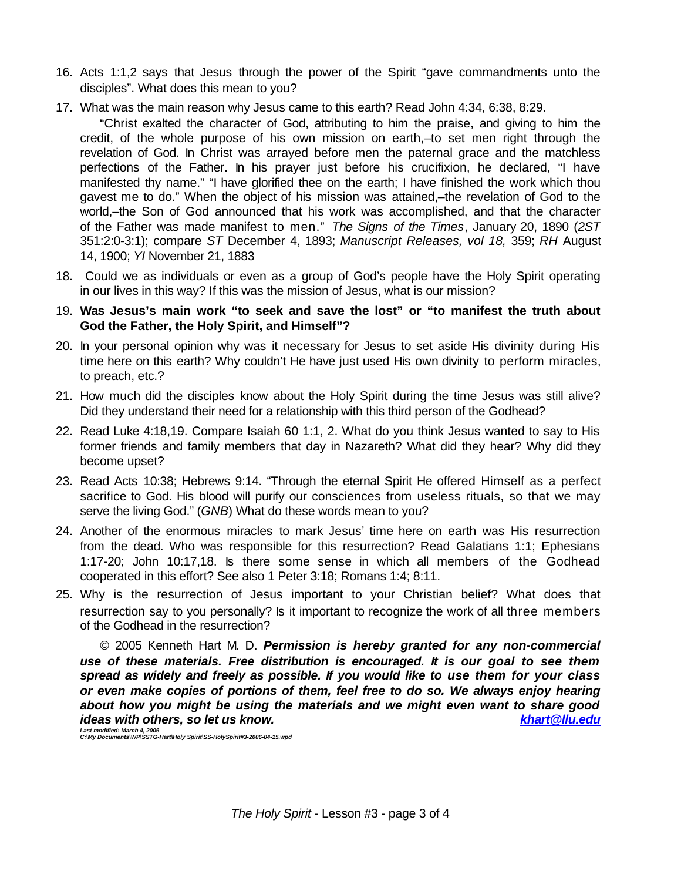16. Acts 1:1,2 says that Jesus through the power of the Spirit "gave commandments unto the disciples". What does this mean to you?
17. What was the main reason why Jesus came to this earth? Read John 4:34, 6:38, 8:29.

    "Christ exalted the character of God, attributing to him the praise, and giving to him the credit, of the whole purpose of his own mission on earth,–to set men right through the revelation of God. In Christ was arrayed before men the paternal grace and the matchless perfections of the Father. In his prayer just before his crucifixion, he declared, "I have manifested thy name." "I have glorified thee on the earth; I have finished the work which thou gavest me to do." When the object of his mission was attained,–the revelation of God to the world,–the Son of God announced that his work was accomplished, and that the character of the Father was made manifest to men." *The Signs of the Times*, January 20, 1890 (*2ST* 351:2:0-3:1); compare *ST* December 4, 1893; *Manuscript Releases, vol 18,* 359; *RH* August 14, 1900; *YI* November 21, 1883

18. Could we as individuals or even as a group of God's people have the Holy Spirit operating in our lives in this way? If this was the mission of Jesus, what is our mission?
19. **Was Jesus's main work "to seek and save the lost" or "to manifest the truth about God the Father, the Holy Spirit, and Himself"?**
20. In your personal opinion why was it necessary for Jesus to set aside His divinity during His time here on this earth? Why couldn't He have just used His own divinity to perform miracles, to preach, etc.?
21. How much did the disciples know about the Holy Spirit during the time Jesus was still alive? Did they understand their need for a relationship with this third person of the Godhead?
22. Read Luke 4:18,19. Compare Isaiah 60 1:1, 2. What do you think Jesus wanted to say to His former friends and family members that day in Nazareth? What did they hear? Why did they become upset?
23. Read Acts 10:38; Hebrews 9:14. "Through the eternal Spirit He offered Himself as a perfect sacrifice to God. His blood will purify our consciences from useless rituals, so that we may serve the living God." (*GNB*) What do these words mean to you?
24. Another of the enormous miracles to mark Jesus' time here on earth was His resurrection from the dead. Who was responsible for this resurrection? Read Galatians 1:1; Ephesians 1:17-20; John 10:17,18. Is there some sense in which all members of the Godhead cooperated in this effort? See also 1 Peter 3:18; Romans 1:4; 8:11.
25. Why is the resurrection of Jesus important to your Christian belief? What does that resurrection say to you personally? Is it important to recognize the work of all three members of the Godhead in the resurrection?

© 2005 Kenneth Hart M. D. ***Permission is hereby granted for any non-commercial use of these materials. Free distribution is encouraged. It is our goal to see them spread as widely and freely as possible. If you would like to use them for your class or even make copies of portions of them, feel free to do so. We always enjoy hearing about how you might be using the materials and we might even want to share good ideas with others, so let us know.*** ***khart@llu.edu***

***Last modified: March 4, 2006***
***C:\My Documents\WP\SSTG-Hart\Holy Spirit\SS-HolySpirit#3-2006-04-15.wpd***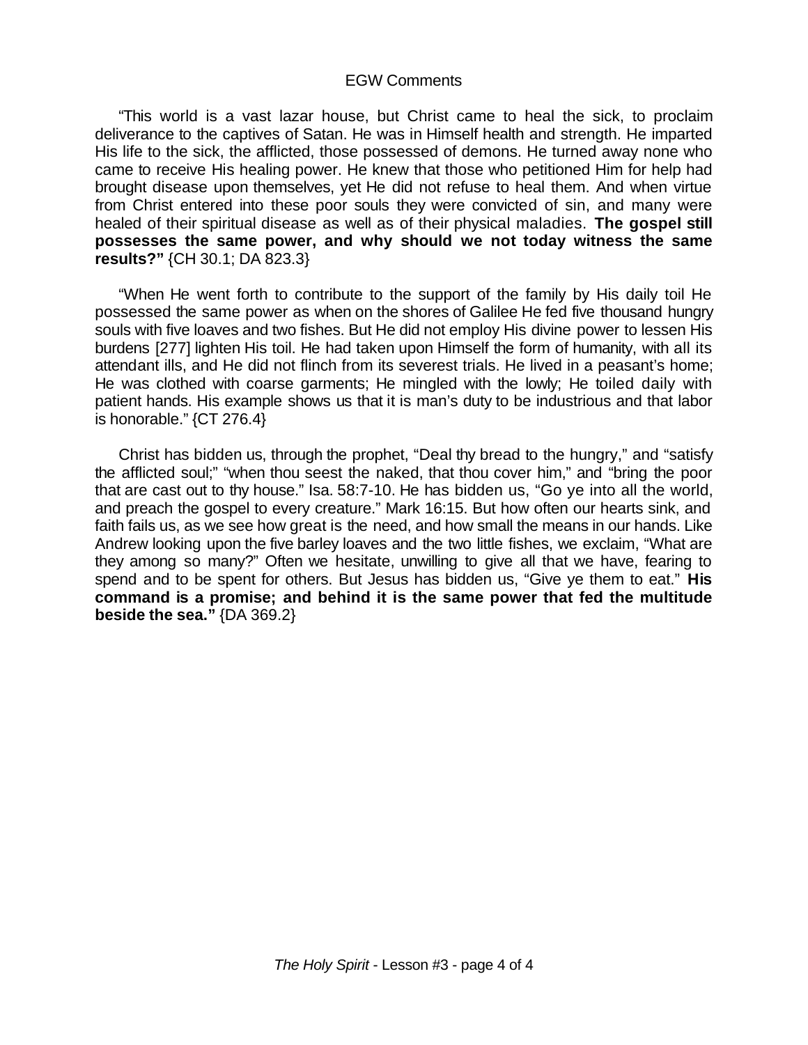EGW Comments

"This world is a vast lazar house, but Christ came to heal the sick, to proclaim deliverance to the captives of Satan. He was in Himself health and strength. He imparted His life to the sick, the afflicted, those possessed of demons. He turned away none who came to receive His healing power. He knew that those who petitioned Him for help had brought disease upon themselves, yet He did not refuse to heal them. And when virtue from Christ entered into these poor souls they were convicted of sin, and many were healed of their spiritual disease as well as of their physical maladies. **The gospel still possesses the same power, and why should we not today witness the same results?"** {CH 30.1; DA 823.3}

"When He went forth to contribute to the support of the family by His daily toil He possessed the same power as when on the shores of Galilee He fed five thousand hungry souls with five loaves and two fishes. But He did not employ His divine power to lessen His burdens [277] lighten His toil. He had taken upon Himself the form of humanity, with all its attendant ills, and He did not flinch from its severest trials. He lived in a peasant's home; He was clothed with coarse garments; He mingled with the lowly; He toiled daily with patient hands. His example shows us that it is man's duty to be industrious and that labor is honorable." {CT 276.4}

Christ has bidden us, through the prophet, "Deal thy bread to the hungry," and "satisfy the afflicted soul;" "when thou seest the naked, that thou cover him," and "bring the poor that are cast out to thy house." Isa. 58:7-10. He has bidden us, "Go ye into all the world, and preach the gospel to every creature." Mark 16:15. But how often our hearts sink, and faith fails us, as we see how great is the need, and how small the means in our hands. Like Andrew looking upon the five barley loaves and the two little fishes, we exclaim, "What are they among so many?" Often we hesitate, unwilling to give all that we have, fearing to spend and to be spent for others. But Jesus has bidden us, "Give ye them to eat." **His command is a promise; and behind it is the same power that fed the multitude beside the sea."** {DA 369.2}